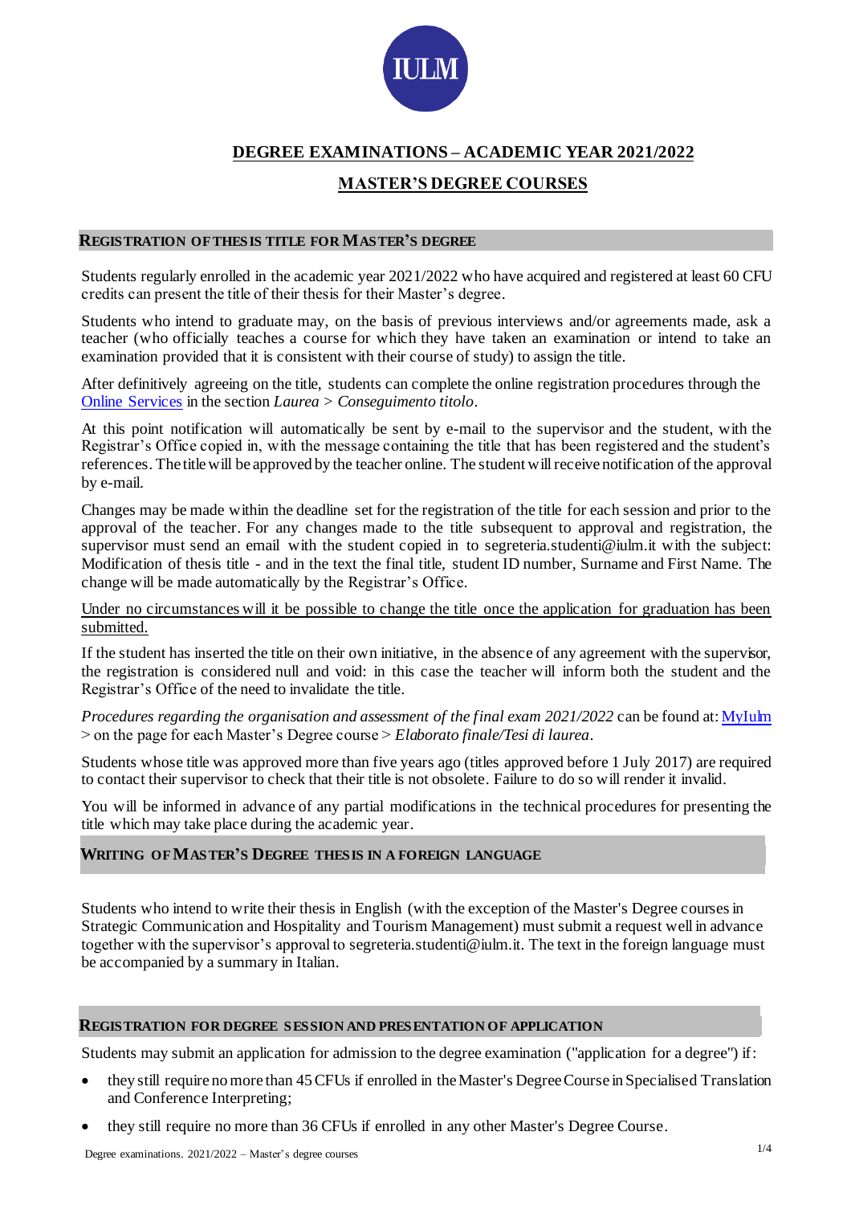# DEGREE EXAMINATIONS – ACADEMIC YEAR 2021/2022

## MASTER'S DEGREE COURSES

### REGISTRATION OF THESIS TITLE FOR MASTER'S DEGREE

Students regularly enrolled in the academic year 2021/2022 who have acquired and registered at least 60 CFU credits can present the title of their thesis for their Master's degree.

Students who intend to graduate may, on the basis of previous interviews and/or agreements made, ask a teacher (who officially teaches a course for which they have taken an examination or intend to take an examination provided that it is consistent with their course of study) to assign the title.

After definitively agreeing on the title, students can complete the online registration procedures through the Online Services in the section *Laurea* > *Conseguimento titolo*.

At this point notification will automatically be sent by e-mail to the supervisor and the student, with the Registrar's Office copied in, with the message containing the title that has been registered and the student's references. The title will be approved by the teacher online. The student will receive notification of the approval by e-mail.

Changes may be made within the deadline set for the registration of the title for each session and prior to the approval of the teacher. For any changes made to the title subsequent to approval and registration, the supervisor must send an email with the student copied in to segreteria.studenti@iulm.it with the subject: Modification of thesis title - and in the text the final title, student ID number, Surname and First Name. The change will be made automatically by the Registrar's Office.

Under no circumstances will it be possible to change the title once the application for graduation has been submitted.

If the student has inserted the title on their own initiative, in the absence of any agreement with the supervisor, the registration is considered null and void: in this case the teacher will inform both the student and the Registrar's Office of the need to invalidate the title.

*Procedures regarding the organisation and assessment of the final exam 2021/2022* can be found at: MyIulm > on the page for each Master's Degree course > *Elaborato finale/Tesi di laurea*.

Students whose title was approved more than five years ago (titles approved before 1 July 2017) are required to contact their supervisor to check that their title is not obsolete. Failure to do so will render it invalid.

You will be informed in advance of any partial modifications in the technical procedures for presenting the title which may take place during the academic year.

### WRITING OF MASTER'S DEGREE THESIS IN A FOREIGN LANGUAGE

Students who intend to write their thesis in English (with the exception of the Master's Degree courses in Strategic Communication and Hospitality and Tourism Management) must submit a request well in advance together with the supervisor's approval to segreteria.studenti@iulm.it. The text in the foreign language must be accompanied by a summary in Italian.

### REGISTRATION FOR DEGREE SESSION AND PRESENTATION OF APPLICATION

Students may submit an application for admission to the degree examination ("application for a degree") if:

- they still require no more than 45 CFUs if enrolled in the Master's Degree Course in Specialised Translation and Conference Interpreting;
- they still require no more than 36 CFUs if enrolled in any other Master's Degree Course.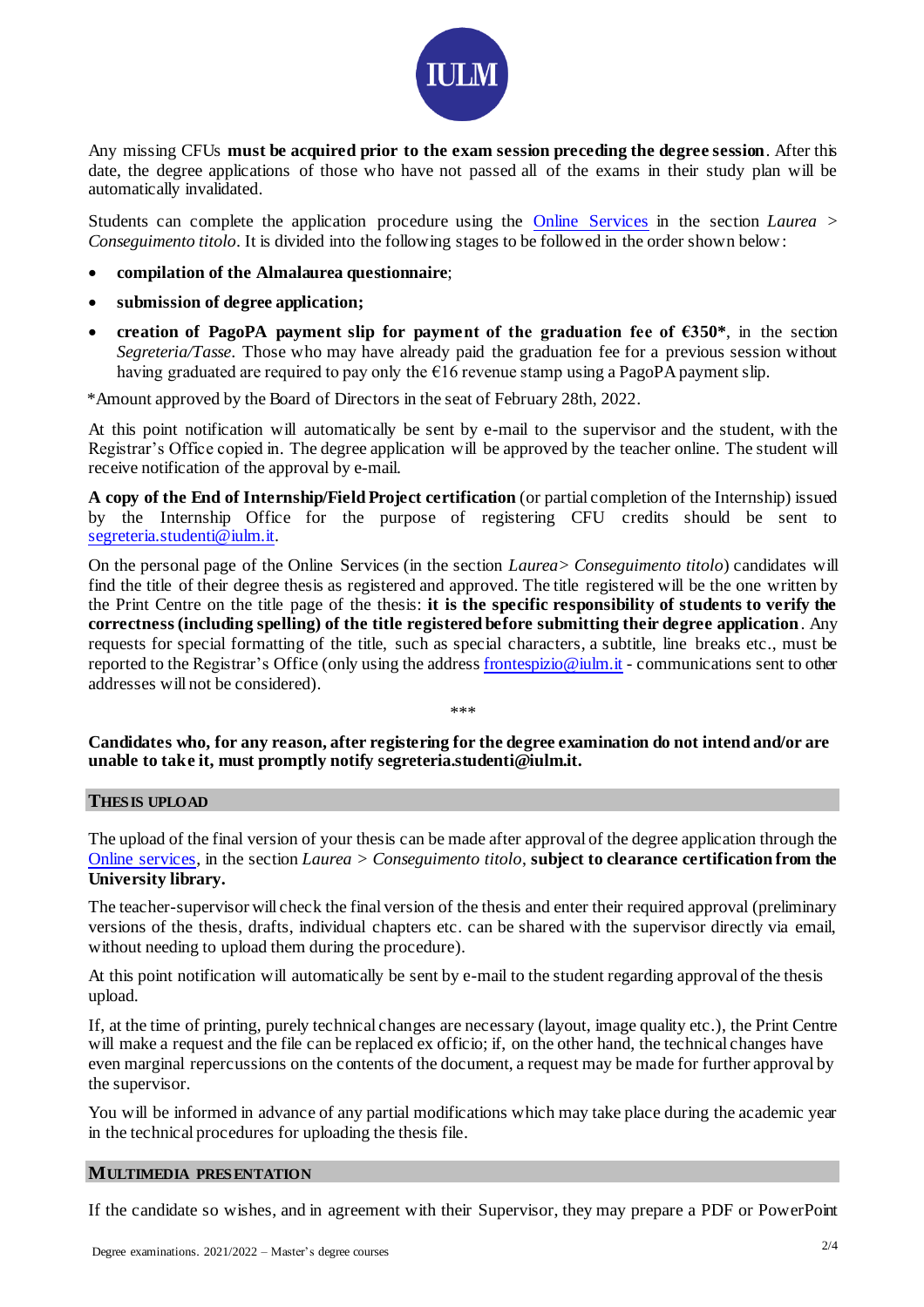Any missing CFUs **must be acquired prior to the exam session preceding the degree session**. After this date, the degree applications of those who have not passed all of the exams in their study plan will be automatically invalidated.

Students can complete the application procedure using the [Online Services](#) in the section *Laurea > Conseguimento titolo*. It is divided into the following stages to be followed in the order shown below:

- **compilation of the Almalaurea questionnaire**;
- **submission of degree application;**
- **creation of PagoPA payment slip for payment of the graduation fee of €350***, in the section *Segreteria/Tasse*. Those who may have already paid the graduation fee for a previous session without having graduated are required to pay only the €16 revenue stamp using a PagoPA payment slip.

*Amount approved by the Board of Directors in the seat of February 28th, 2022.

At this point notification will automatically be sent by e-mail to the supervisor and the student, with the Registrar's Office copied in. The degree application will be approved by the teacher online. The student will receive notification of the approval by e-mail.

**A copy of the End of Internship/Field Project certification** (or partial completion of the Internship) issued by the Internship Office for the purpose of registering CFU credits should be sent to segreteria.studenti@iulm.it.

On the personal page of the Online Services (in the section *Laurea> Conseguimento titolo*) candidates will find the title of their degree thesis as registered and approved. The title registered will be the one written by the Print Centre on the title page of the thesis: **it is the specific responsibility of students to verify the correctness (including spelling) of the title registered before submitting their degree application**. Any requests for special formatting of the title, such as special characters, a subtitle, line breaks etc., must be reported to the Registrar's Office (only using the address frontespizio@iulm.it - communications sent to other addresses will not be considered).

\*\*\*

**Candidates who, for any reason, after registering for the degree examination do not intend and/or are unable to take it, must promptly notify segreteria.studenti@iulm.it.**

## THESIS UPLOAD

The upload of the final version of your thesis can be made after approval of the degree application through the [Online services](#), in the section *Laurea > Conseguimento titolo*, **subject to clearance certification from the University library.**

The teacher-supervisor will check the final version of the thesis and enter their required approval (preliminary versions of the thesis, drafts, individual chapters etc. can be shared with the supervisor directly via email, without needing to upload them during the procedure).

At this point notification will automatically be sent by e-mail to the student regarding approval of the thesis upload.

If, at the time of printing, purely technical changes are necessary (layout, image quality etc.), the Print Centre will make a request and the file can be replaced ex officio; if, on the other hand, the technical changes have even marginal repercussions on the contents of the document, a request may be made for further approval by the supervisor.

You will be informed in advance of any partial modifications which may take place during the academic year in the technical procedures for uploading the thesis file.

## MULTIMEDIA PRESENTATION

If the candidate so wishes, and in agreement with their Supervisor, they may prepare a PDF or PowerPoint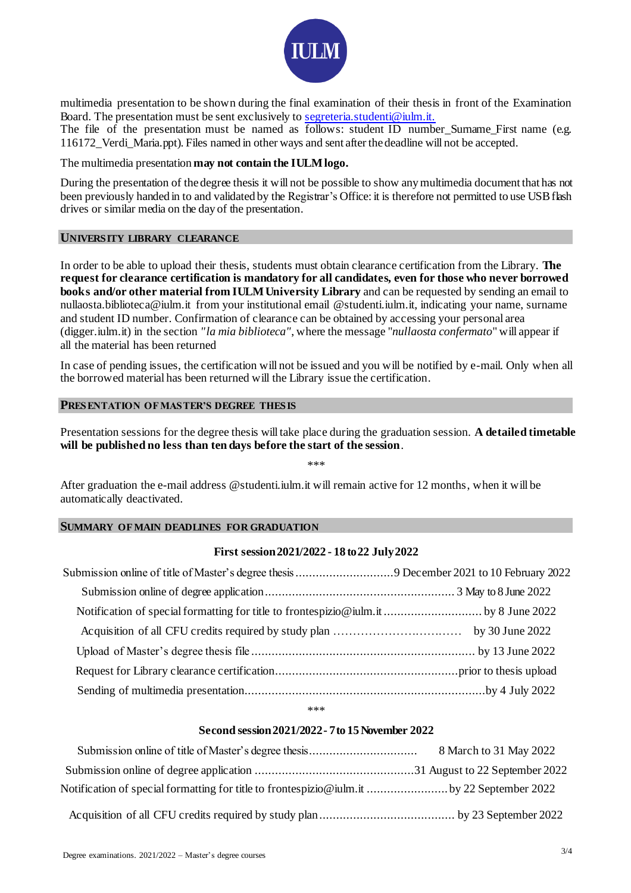multimedia presentation to be shown during the final examination of their thesis in front of the Examination Board. The presentation must be sent exclusively to segreteria.studenti@iulm.it.

The file of the presentation must be named as follows: student ID number_Surname_First name (e.g. 116172_Verdi_Maria.ppt). Files named in other ways and sent after the deadline will not be accepted.

The multimedia presentation **may not contain the IULM logo.**

During the presentation of the degree thesis it will not be possible to show any multimedia document that has not been previously handed in to and validated by the Registrar's Office: it is therefore not permitted to use USB flash drives or similar media on the day of the presentation.

## UNIVERSITY LIBRARY CLEARANCE

In order to be able to upload their thesis, students must obtain clearance certification from the Library. **The request for clearance certification is mandatory for all candidates, even for those who never borrowed books and/or other material from IULM University Library** and can be requested by sending an email to nullaosta.biblioteca@iulm.it from your institutional email @studenti.iulm.it, indicating your name, surname and student ID number. Confirmation of clearance can be obtained by accessing your personal area (digger.iulm.it) in the section *"la mia biblioteca"*, where the message "*nullaosta confermato*" will appear if all the material has been returned

In case of pending issues, the certification will not be issued and you will be notified by e-mail. Only when all the borrowed material has been returned will the Library issue the certification.

## PRESENTATION OF MASTER'S DEGREE THESIS

Presentation sessions for the degree thesis will take place during the graduation session. **A detailed timetable will be published no less than ten days before the start of the session**.

\*\*\*

After graduation the e-mail address @studenti.iulm.it will remain active for 12 months, when it will be automatically deactivated.

## SUMMARY OF MAIN DEADLINES FOR GRADUATION

### First session 2021/2022 - 18 to 22 July 2022

| | |
|---|---|
| Submission online of title of Master's degree thesis | 9 December 2021 to 10 February 2022 |
| Submission online of degree application | 3 May to 8 June 2022 |
| Notification of special formatting for title to frontespizio@iulm.it | by 8 June 2022 |
| Acquisition of all CFU credits required by study plan | by 30 June 2022 |
| Upload of Master's degree thesis file | by 13 June 2022 |
| Request for Library clearance certification | prior to thesis upload |
| Sending of multimedia presentation | by 4 July 2022 |

\*\*\*

### Second session 2021/2022 - 7 to 15 November 2022

| | |
|---|---|
| Submission online of title of Master's degree thesis | 8 March to 31 May 2022 |
| Submission online of degree application | 31 August to 22 September 2022 |
| Notification of special formatting for title to frontespizio@iulm.it | by 22 September 2022 |
| Acquisition of all CFU credits required by study plan | by 23 September 2022 |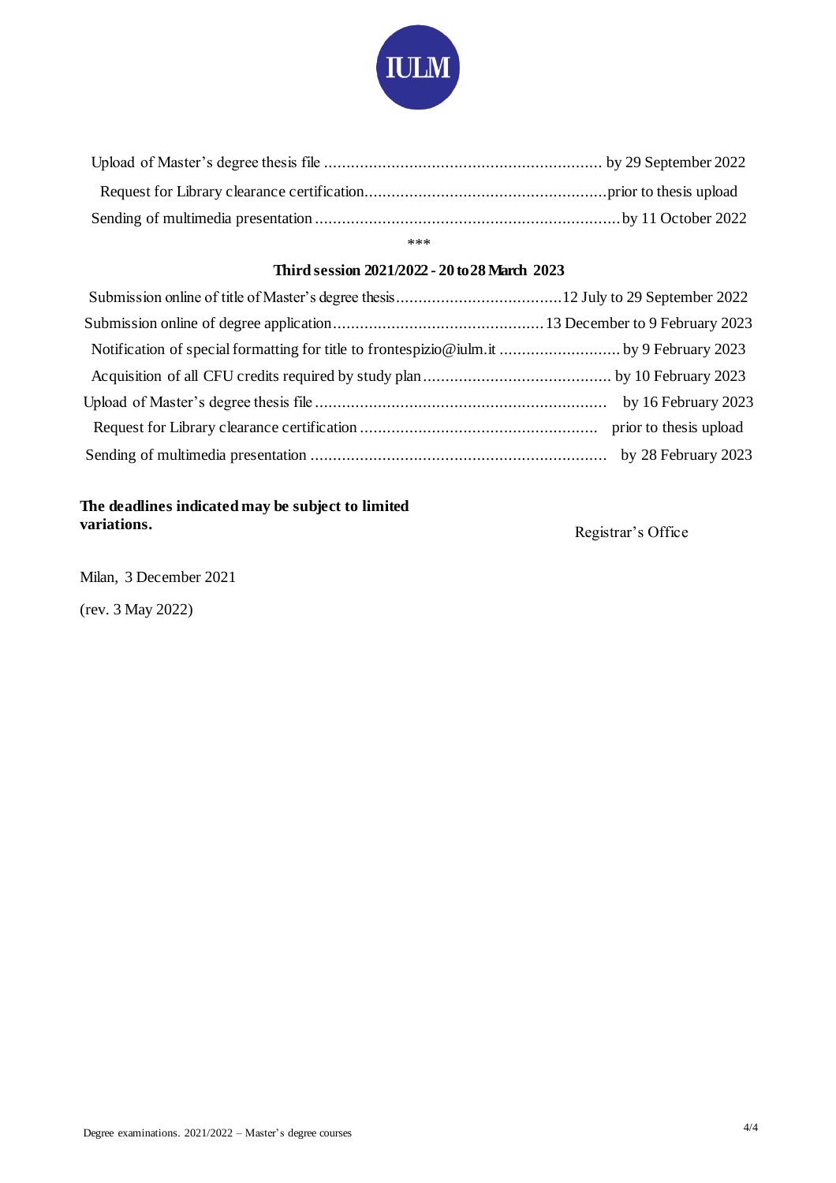Upload of Master's degree thesis file .............................................................. by 29 September 2022

Request for Library clearance certification......................................................prior to thesis upload

Sending of multimedia presentation ....................................................................by 11 October 2022

***

### Third session 2021/2022 - 20 to 28 March 2023

Submission online of title of Master's degree thesis.....................................12 July to 29 September 2022

Submission online of degree application...............................................13 December to 9 February 2023

Notification of special formatting for title to frontespizio@iulm.it ........................... by 9 February 2023

Acquisition of all CFU credits required by study plan.......................................... by 10 February 2023

Upload of Master's degree thesis file ................................................................. by 16 February 2023

Request for Library clearance certification ..................................................... prior to thesis upload

Sending of multimedia presentation .................................................................. by 28 February 2023

**The deadlines indicated may be subject to limited variations.**

Registrar's Office

Milan, 3 December 2021

(rev. 3 May 2022)